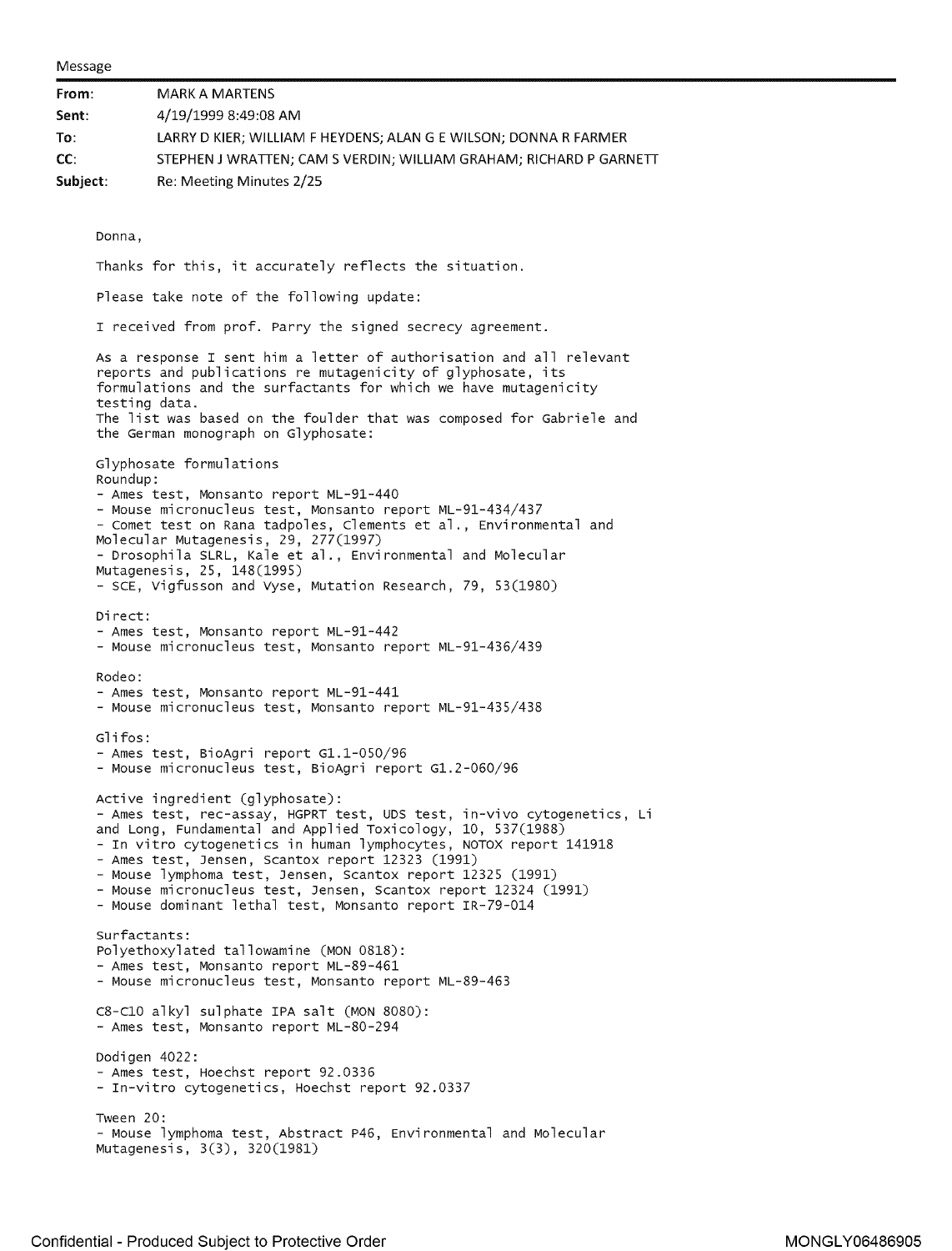Message

| | |
|---|---|
| **From:** | MARK A MARTENS |
| **Sent:** | 4/19/1999 8:49:08 AM |
| **To:** | LARRY D KIER; WILLIAM F HEYDENS; ALAN G E WILSON; DONNA R FARMER |
| **CC:** | STEPHEN J WRATTEN; CAM S VERDIN; WILLIAM GRAHAM; RICHARD P GARNETT |
| **Subject:** | Re: Meeting Minutes 2/25 |

Donna,

Thanks for this, it accurately reflects the situation.

Please take note of the following update:

I received from prof. Parry the signed secrecy agreement.

As a response I sent him a letter of authorisation and all relevant reports and publications re mutagenicity of glyphosate, its formulations and the surfactants for which we have mutagenicity testing data.
The list was based on the foulder that was composed for Gabriele and the German monograph on Glyphosate:

Glyphosate formulations
Roundup:
- Ames test, Monsanto report ML-91-440
- Mouse micronucleus test, Monsanto report ML-91-434/437
- Comet test on Rana tadpoles, Clements et al., Environmental and Molecular Mutagenesis, 29, 277(1997)
- Drosophila SLRL, Kale et al., Environmental and Molecular Mutagenesis, 25, 148(1995)
- SCE, Vigfusson and Vyse, Mutation Research, 79, 53(1980)

Direct:
- Ames test, Monsanto report ML-91-442
- Mouse micronucleus test, Monsanto report ML-91-436/439

Rodeo:
- Ames test, Monsanto report ML-91-441
- Mouse micronucleus test, Monsanto report ML-91-435/438

Glifos:
- Ames test, BioAgri report G1.1-050/96
- Mouse micronucleus test, BioAgri report G1.2-060/96

Active ingredient (glyphosate):
- Ames test, rec-assay, HGPRT test, UDS test, in-vivo cytogenetics, Li and Long, Fundamental and Applied Toxicology, 10, 537(1988)
- In vitro cytogenetics in human lymphocytes, NOTOX report 141918
- Ames test, Jensen, Scantox report 12323 (1991)
- Mouse lymphoma test, Jensen, Scantox report 12325 (1991)
- Mouse micronucleus test, Jensen, Scantox report 12324 (1991)
- Mouse dominant lethal test, Monsanto report IR-79-014

Surfactants:
Polyethoxylated tallowamine (MON 0818):
- Ames test, Monsanto report ML-89-461
- Mouse micronucleus test, Monsanto report ML-89-463

C8-C10 alkyl sulphate IPA salt (MON 8080):
- Ames test, Monsanto report ML-80-294

Dodigen 4022:
- Ames test, Hoechst report 92.0336
- In-vitro cytogenetics, Hoechst report 92.0337

Tween 20:
- Mouse lymphoma test, Abstract P46, Environmental and Molecular Mutagenesis, 3(3), 320(1981)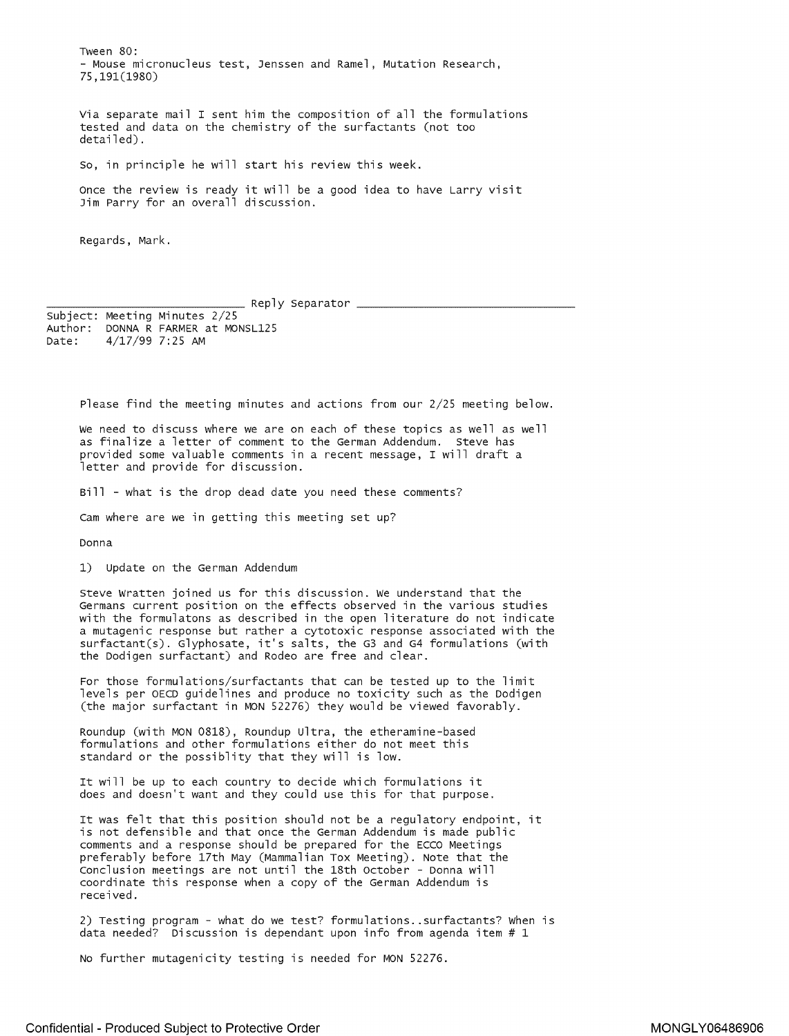Tween 80:
- Mouse micronucleus test, Jenssen and Ramel, Mutation Research, 75,191(1980)

Via separate mail I sent him the composition of all the formulations tested and data on the chemistry of the surfactants (not too detailed).

So, in principle he will start his review this week.

Once the review is ready it will be a good idea to have Larry visit Jim Parry for an overall discussion.

Regards, Mark.

______________________________ Reply Separator ______________________________

Subject: Meeting Minutes 2/25
Author: DONNA R FARMER at MONSL125
Date: 4/17/99 7:25 AM

Please find the meeting minutes and actions from our 2/25 meeting below.

We need to discuss where we are on each of these topics as well as well as finalize a letter of comment to the German Addendum. Steve has provided some valuable comments in a recent message, I will draft a letter and provide for discussion.

Bill - what is the drop dead date you need these comments?

Cam where are we in getting this meeting set up?

Donna

1) Update on the German Addendum

Steve Wratten joined us for this discussion. We understand that the Germans current position on the effects observed in the various studies with the formulatons as described in the open literature do not indicate a mutagenic response but rather a cytotoxic response associated with the surfactant(s). Glyphosate, it's salts, the G3 and G4 formulations (with the Dodigen surfactant) and Rodeo are free and clear.

For those formulations/surfactants that can be tested up to the limit levels per OECD guidelines and produce no toxicity such as the Dodigen (the major surfactant in MON 52276) they would be viewed favorably.

Roundup (with MON 0818), Roundup Ultra, the etheramine-based formulations and other formulations either do not meet this standard or the possiblity that they will is low.

It will be up to each country to decide which formulations it does and doesn't want and they could use this for that purpose.

It was felt that this position should not be a regulatory endpoint, it is not defensible and that once the German Addendum is made public comments and a response should be prepared for the ECCO Meetings preferably before 17th May (Mammalian Tox Meeting). Note that the Conclusion meetings are not until the 18th October - Donna will coordinate this response when a copy of the German Addendum is received.

2) Testing program - what do we test? formulations..surfactants? When is data needed? Discussion is dependant upon info from agenda item # 1

No further mutagenicity testing is needed for MON 52276.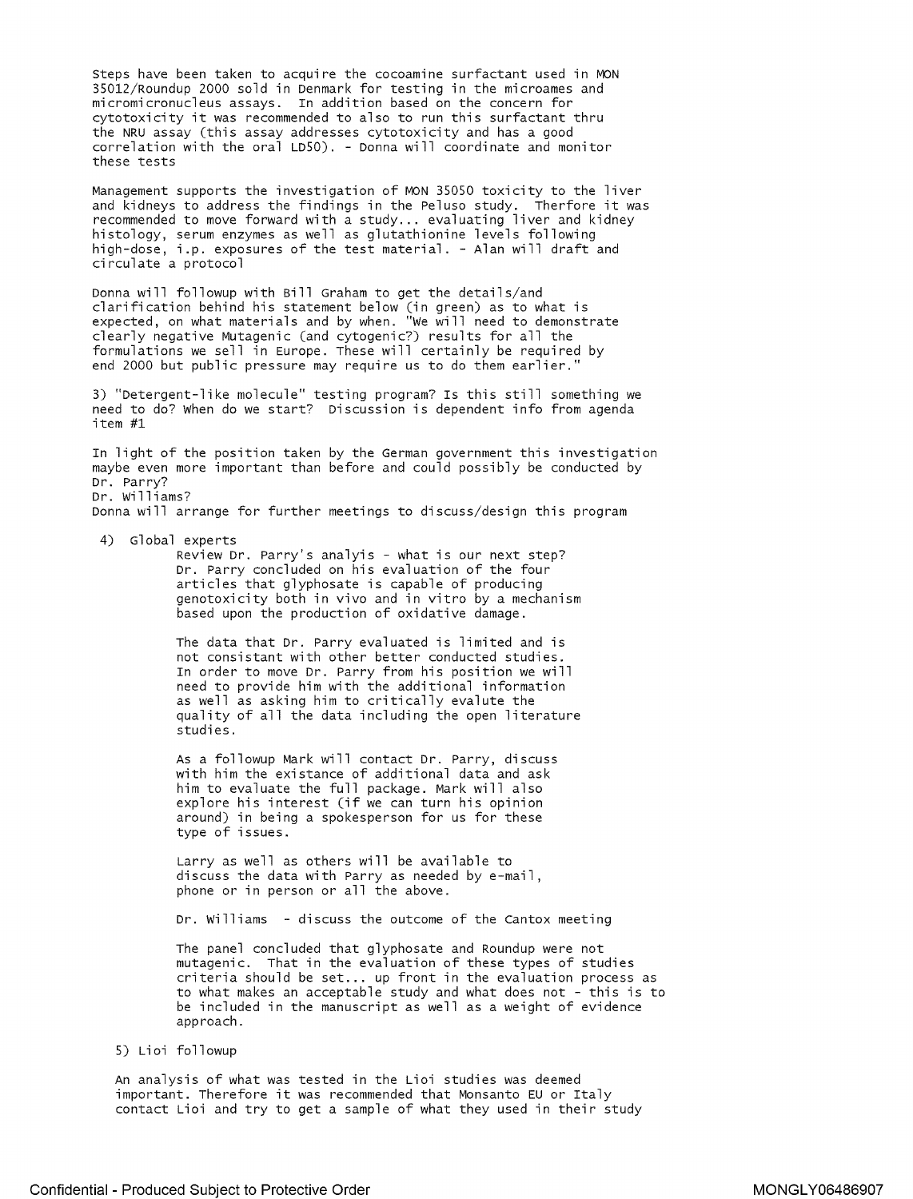Steps have been taken to acquire the cocoamine surfactant used in MON 35012/Roundup 2000 sold in Denmark for testing in the microames and micromicronucleus assays. In addition based on the concern for cytotoxicity it was recommended to also to run this surfactant thru the NRU assay (this assay addresses cytotoxicity and has a good correlation with the oral LD50). - Donna will coordinate and monitor these tests

Management supports the investigation of MON 35050 toxicity to the liver and kidneys to address the findings in the Peluso study. Therfore it was recommended to move forward with a study... evaluating liver and kidney histology, serum enzymes as well as glutathionine levels following high-dose, i.p. exposures of the test material. - Alan will draft and circulate a protocol

Donna will followup with Bill Graham to get the details/and clarification behind his statement below (in green) as to what is expected, on what materials and by when. "We will need to demonstrate clearly negative Mutagenic (and cytogenic?) results for all the formulations we sell in Europe. These will certainly be required by end 2000 but public pressure may require us to do them earlier."

3) "Detergent-like molecule" testing program? Is this still something we need to do? When do we start? Discussion is dependent info from agenda item #1

In light of the position taken by the German government this investigation maybe even more important than before and could possibly be conducted by Dr. Parry?
Dr. Williams?
Donna will arrange for further meetings to discuss/design this program

4) Global experts

Review Dr. Parry's analyis - what is our next step? Dr. Parry concluded on his evaluation of the four articles that glyphosate is capable of producing genotoxicity both in vivo and in vitro by a mechanism based upon the production of oxidative damage.

The data that Dr. Parry evaluated is limited and is not consistant with other better conducted studies. In order to move Dr. Parry from his position we will need to provide him with the additional information as well as asking him to critically evalute the quality of all the data including the open literature studies.

As a followup Mark will contact Dr. Parry, discuss with him the existance of additional data and ask him to evaluate the full package. Mark will also explore his interest (if we can turn his opinion around) in being a spokesperson for us for these type of issues.

Larry as well as others will be available to discuss the data with Parry as needed by e-mail, phone or in person or all the above.

Dr. Williams - discuss the outcome of the Cantox meeting

The panel concluded that glyphosate and Roundup were not mutagenic. That in the evaluation of these types of studies criteria should be set... up front in the evaluation process as to what makes an acceptable study and what does not - this is to be included in the manuscript as well as a weight of evidence approach.

5) Lioi followup

An analysis of what was tested in the Lioi studies was deemed important. Therefore it was recommended that Monsanto EU or Italy contact Lioi and try to get a sample of what they used in their study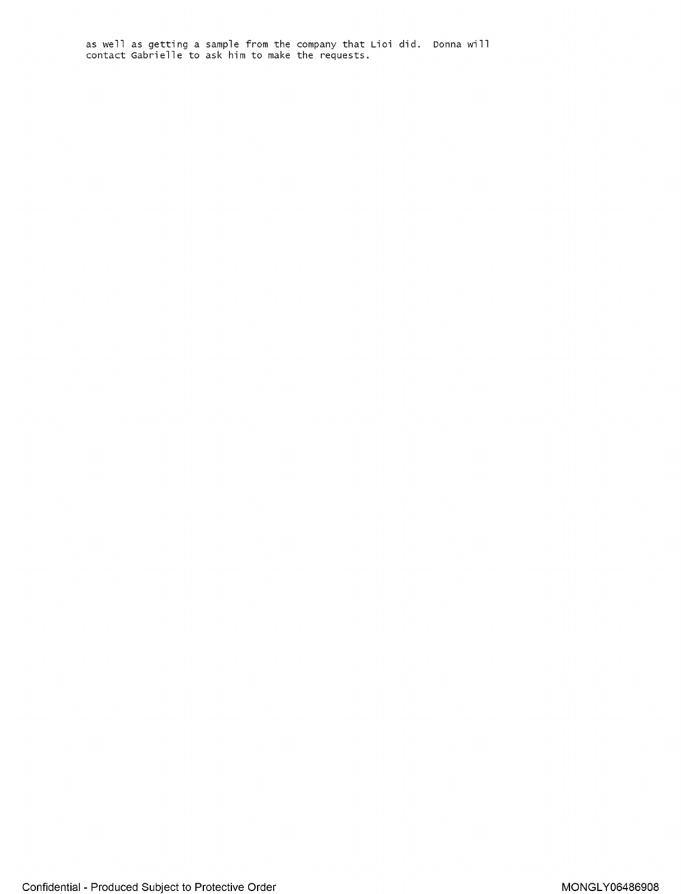as well as getting a sample from the company that Lioi did. Donna will contact Gabrielle to ask him to make the requests.